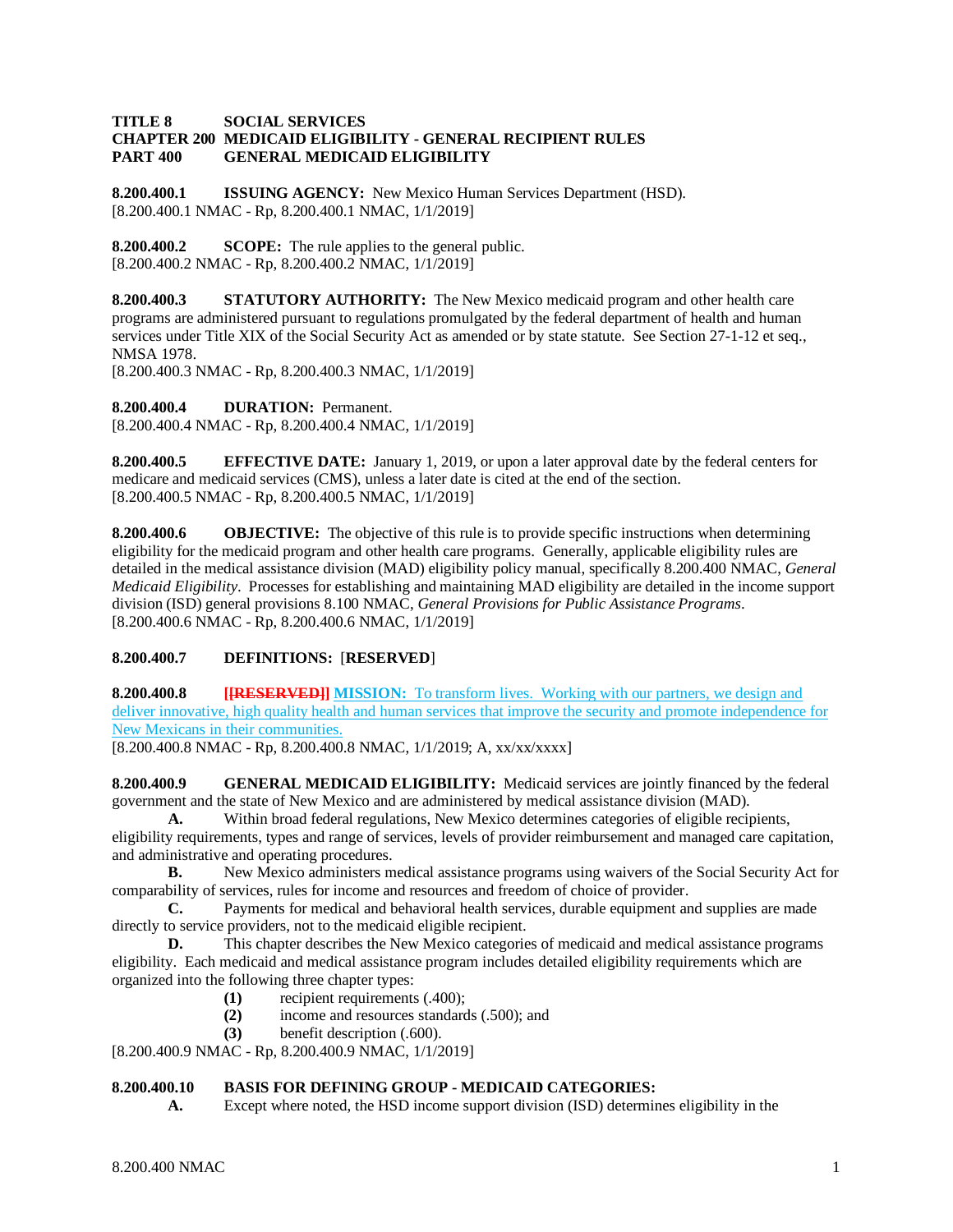**TITLE 8 SOCIAL SERVICES**
**CHAPTER 200 MEDICAID ELIGIBILITY - GENERAL RECIPIENT RULES**
**PART 400 GENERAL MEDICAID ELIGIBILITY**

**8.200.400.1 ISSUING AGENCY:** New Mexico Human Services Department (HSD).
[8.200.400.1 NMAC - Rp, 8.200.400.1 NMAC, 1/1/2019]

**8.200.400.2 SCOPE:** The rule applies to the general public.
[8.200.400.2 NMAC - Rp, 8.200.400.2 NMAC, 1/1/2019]

**8.200.400.3 STATUTORY AUTHORITY:** The New Mexico medicaid program and other health care programs are administered pursuant to regulations promulgated by the federal department of health and human services under Title XIX of the Social Security Act as amended or by state statute. See Section 27-1-12 et seq., NMSA 1978.
[8.200.400.3 NMAC - Rp, 8.200.400.3 NMAC, 1/1/2019]

**8.200.400.4 DURATION:** Permanent.
[8.200.400.4 NMAC - Rp, 8.200.400.4 NMAC, 1/1/2019]

**8.200.400.5 EFFECTIVE DATE:** January 1, 2019, or upon a later approval date by the federal centers for medicare and medicaid services (CMS), unless a later date is cited at the end of the section.
[8.200.400.5 NMAC - Rp, 8.200.400.5 NMAC, 1/1/2019]

**8.200.400.6 OBJECTIVE:** The objective of this rule is to provide specific instructions when determining eligibility for the medicaid program and other health care programs. Generally, applicable eligibility rules are detailed in the medical assistance division (MAD) eligibility policy manual, specifically 8.200.400 NMAC, *General Medicaid Eligibility*. Processes for establishing and maintaining MAD eligibility are detailed in the income support division (ISD) general provisions 8.100 NMAC, *General Provisions for Public Assistance Programs*.
[8.200.400.6 NMAC - Rp, 8.200.400.6 NMAC, 1/1/2019]

**8.200.400.7 DEFINITIONS:** [**RESERVED**]

**8.200.400.8** ~~**[[RESERVED]]**~~ **MISSION:** To transform lives. Working with our partners, we design and deliver innovative, high quality health and human services that improve the security and promote independence for New Mexicans in their communities.
[8.200.400.8 NMAC - Rp, 8.200.400.8 NMAC, 1/1/2019; A, xx/xx/xxxx]

**8.200.400.9 GENERAL MEDICAID ELIGIBILITY:** Medicaid services are jointly financed by the federal government and the state of New Mexico and are administered by medical assistance division (MAD).

**A.** Within broad federal regulations, New Mexico determines categories of eligible recipients, eligibility requirements, types and range of services, levels of provider reimbursement and managed care capitation, and administrative and operating procedures.

**B.** New Mexico administers medical assistance programs using waivers of the Social Security Act for comparability of services, rules for income and resources and freedom of choice of provider.

**C.** Payments for medical and behavioral health services, durable equipment and supplies are made directly to service providers, not to the medicaid eligible recipient.

**D.** This chapter describes the New Mexico categories of medicaid and medical assistance programs eligibility. Each medicaid and medical assistance program includes detailed eligibility requirements which are organized into the following three chapter types:

- **(1)** recipient requirements (.400);
- **(2)** income and resources standards (.500); and
- **(3)** benefit description (.600).

[8.200.400.9 NMAC - Rp, 8.200.400.9 NMAC, 1/1/2019]

**8.200.400.10 BASIS FOR DEFINING GROUP - MEDICAID CATEGORIES:**

**A.** Except where noted, the HSD income support division (ISD) determines eligibility in the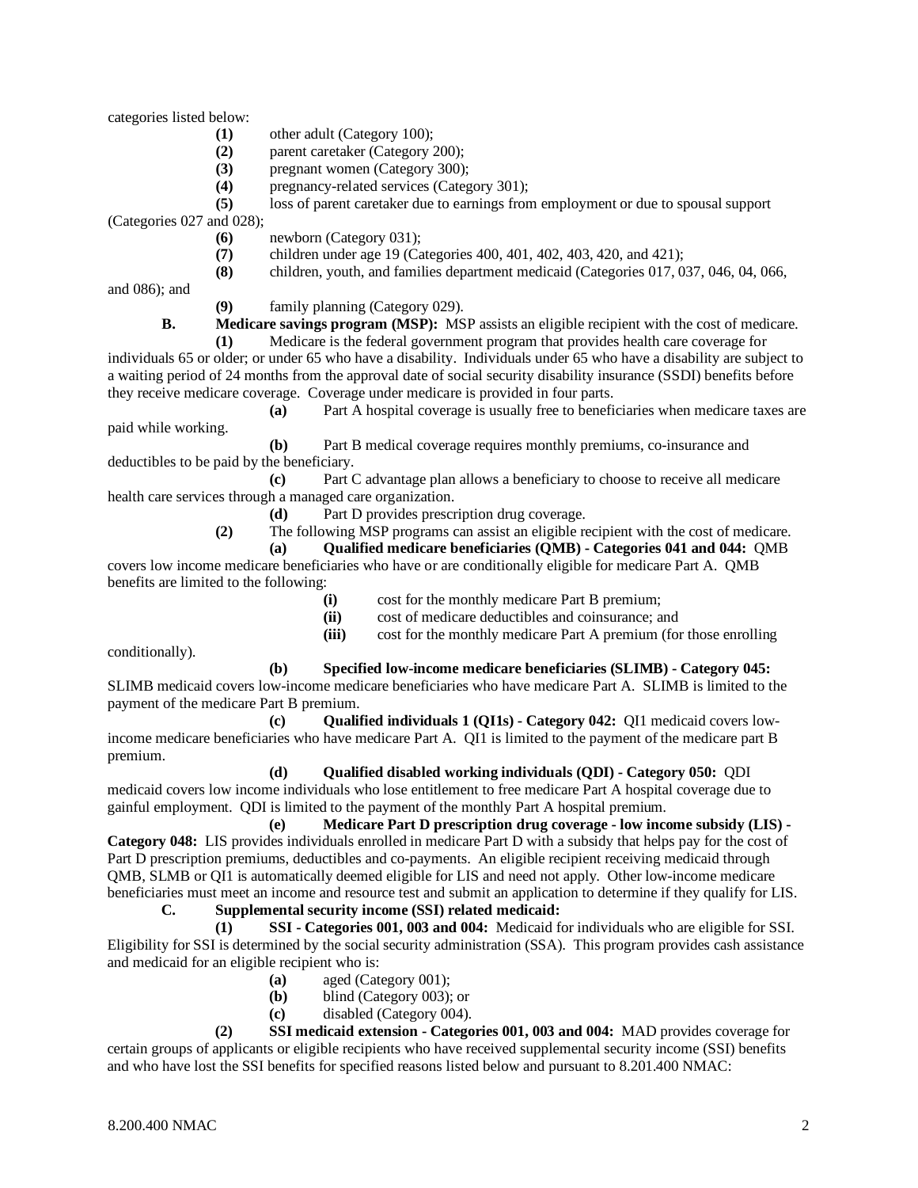categories listed below:

**(1)** other adult (Category 100);

**(2)** parent caretaker (Category 200);

**(3)** pregnant women (Category 300);

**(4)** pregnancy-related services (Category 301);

**(5)** loss of parent caretaker due to earnings from employment or due to spousal support (Categories 027 and 028);

**(6)** newborn (Category 031);

**(7)** children under age 19 (Categories 400, 401, 402, 403, 420, and 421);

**(8)** children, youth, and families department medicaid (Categories 017, 037, 046, 04, 066, and 086); and

**(9)** family planning (Category 029).

**B. Medicare savings program (MSP):** MSP assists an eligible recipient with the cost of medicare.

**(1)** Medicare is the federal government program that provides health care coverage for individuals 65 or older; or under 65 who have a disability. Individuals under 65 who have a disability are subject to a waiting period of 24 months from the approval date of social security disability insurance (SSDI) benefits before they receive medicare coverage. Coverage under medicare is provided in four parts.

**(a)** Part A hospital coverage is usually free to beneficiaries when medicare taxes are paid while working.

**(b)** Part B medical coverage requires monthly premiums, co-insurance and deductibles to be paid by the beneficiary.

**(c)** Part C advantage plan allows a beneficiary to choose to receive all medicare health care services through a managed care organization.

**(d)** Part D provides prescription drug coverage.

**(2)** The following MSP programs can assist an eligible recipient with the cost of medicare.

**(a) Qualified medicare beneficiaries (QMB) - Categories 041 and 044:** QMB covers low income medicare beneficiaries who have or are conditionally eligible for medicare Part A. QMB benefits are limited to the following:

**(i)** cost for the monthly medicare Part B premium;

**(ii)** cost of medicare deductibles and coinsurance; and

**(iii)** cost for the monthly medicare Part A premium (for those enrolling conditionally).

**(b) Specified low-income medicare beneficiaries (SLIMB) - Category 045:** SLIMB medicaid covers low-income medicare beneficiaries who have medicare Part A. SLIMB is limited to the payment of the medicare Part B premium.

**(c) Qualified individuals 1 (QI1s) - Category 042:** QI1 medicaid covers low-income medicare beneficiaries who have medicare Part A. QI1 is limited to the payment of the medicare part B premium.

**(d) Qualified disabled working individuals (QDI) - Category 050:** QDI medicaid covers low income individuals who lose entitlement to free medicare Part A hospital coverage due to gainful employment. QDI is limited to the payment of the monthly Part A hospital premium.

**(e) Medicare Part D prescription drug coverage - low income subsidy (LIS) - Category 048:** LIS provides individuals enrolled in medicare Part D with a subsidy that helps pay for the cost of Part D prescription premiums, deductibles and co-payments. An eligible recipient receiving medicaid through QMB, SLMB or QI1 is automatically deemed eligible for LIS and need not apply. Other low-income medicare beneficiaries must meet an income and resource test and submit an application to determine if they qualify for LIS.

**C. Supplemental security income (SSI) related medicaid:**

**(1) SSI - Categories 001, 003 and 004:** Medicaid for individuals who are eligible for SSI. Eligibility for SSI is determined by the social security administration (SSA). This program provides cash assistance and medicaid for an eligible recipient who is:

**(a)** aged (Category 001);

**(b)** blind (Category 003); or

**(c)** disabled (Category 004).

**(2) SSI medicaid extension - Categories 001, 003 and 004:** MAD provides coverage for certain groups of applicants or eligible recipients who have received supplemental security income (SSI) benefits and who have lost the SSI benefits for specified reasons listed below and pursuant to 8.201.400 NMAC: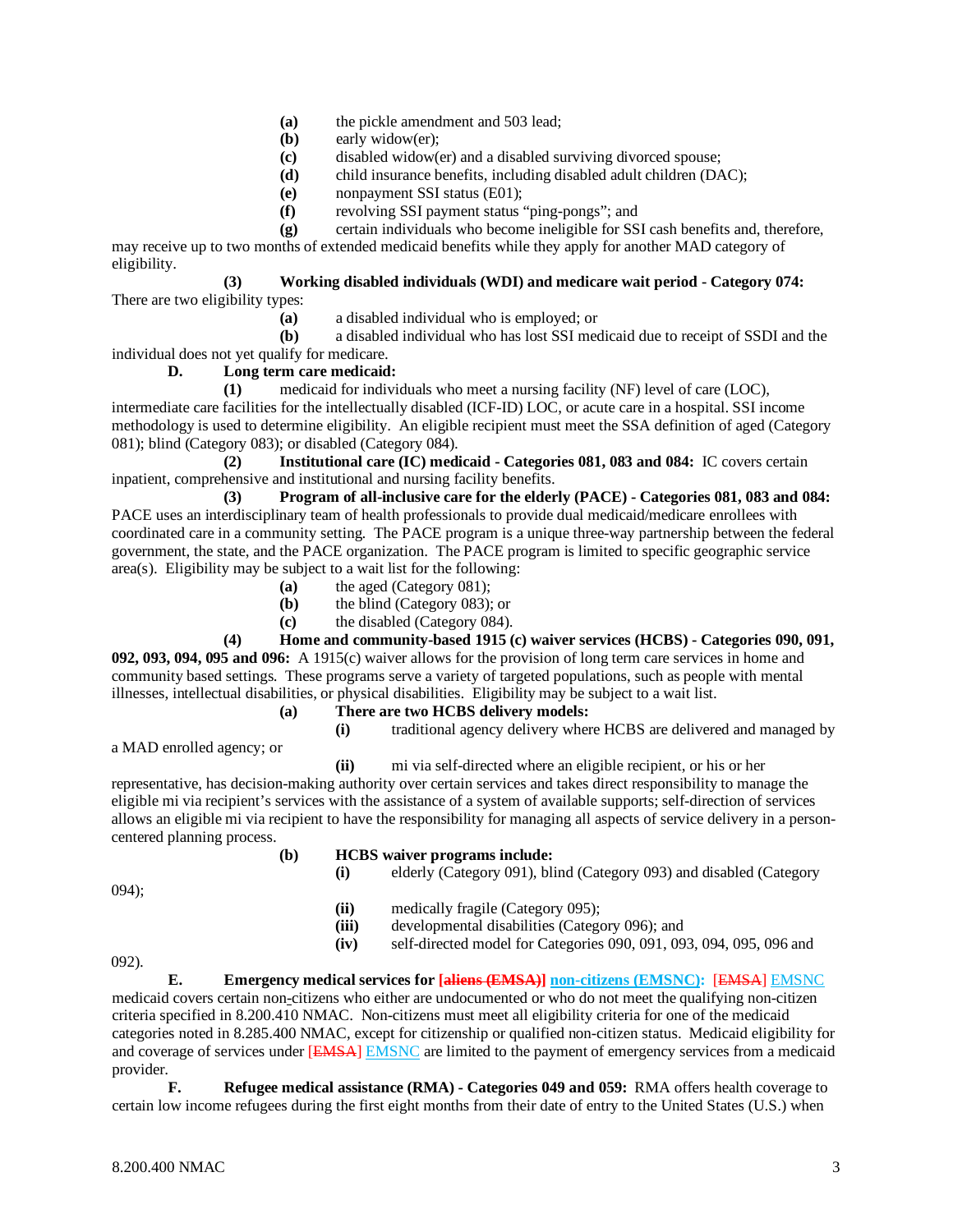**(a)** the pickle amendment and 503 lead;
**(b)** early widow(er);
**(c)** disabled widow(er) and a disabled surviving divorced spouse;
**(d)** child insurance benefits, including disabled adult children (DAC);
**(e)** nonpayment SSI status (E01);
**(f)** revolving SSI payment status "ping-pongs"; and
**(g)** certain individuals who become ineligible for SSI cash benefits and, therefore, may receive up to two months of extended medicaid benefits while they apply for another MAD category of eligibility.

**(3) Working disabled individuals (WDI) and medicare wait period - Category 074:** There are two eligibility types:

**(a)** a disabled individual who is employed; or
**(b)** a disabled individual who has lost SSI medicaid due to receipt of SSDI and the individual does not yet qualify for medicare.

**D. Long term care medicaid:**

**(1)** medicaid for individuals who meet a nursing facility (NF) level of care (LOC), intermediate care facilities for the intellectually disabled (ICF-ID) LOC, or acute care in a hospital. SSI income methodology is used to determine eligibility. An eligible recipient must meet the SSA definition of aged (Category 081); blind (Category 083); or disabled (Category 084).

**(2) Institutional care (IC) medicaid - Categories 081, 083 and 084:** IC covers certain inpatient, comprehensive and institutional and nursing facility benefits.

**(3) Program of all-inclusive care for the elderly (PACE) - Categories 081, 083 and 084:** PACE uses an interdisciplinary team of health professionals to provide dual medicaid/medicare enrollees with coordinated care in a community setting. The PACE program is a unique three-way partnership between the federal government, the state, and the PACE organization. The PACE program is limited to specific geographic service area(s). Eligibility may be subject to a wait list for the following:

**(a)** the aged (Category 081);
**(b)** the blind (Category 083); or
**(c)** the disabled (Category 084).

**(4) Home and community-based 1915 (c) waiver services (HCBS) - Categories 090, 091, 092, 093, 094, 095 and 096:** A 1915(c) waiver allows for the provision of long term care services in home and community based settings. These programs serve a variety of targeted populations, such as people with mental illnesses, intellectual disabilities, or physical disabilities. Eligibility may be subject to a wait list.

**(a) There are two HCBS delivery models:**

**(i)** traditional agency delivery where HCBS are delivered and managed by a MAD enrolled agency; or

**(ii)** mi via self-directed where an eligible recipient, or his or her representative, has decision-making authority over certain services and takes direct responsibility to manage the eligible mi via recipient's services with the assistance of a system of available supports; self-direction of services allows an eligible mi via recipient to have the responsibility for managing all aspects of service delivery in a person-centered planning process.

**(b) HCBS waiver programs include:**

**(i)** elderly (Category 091), blind (Category 093) and disabled (Category 094);
**(ii)** medically fragile (Category 095);
**(iii)** developmental disabilities (Category 096); and
**(iv)** self-directed model for Categories 090, 091, 093, 094, 095, 096 and 092).

**E. Emergency medical services for ~~[aliens (EMSA)]~~ non-citizens (EMSNC):** [~~EMSA~~] EMSNC medicaid covers certain non-citizens who either are undocumented or who do not meet the qualifying non-citizen criteria specified in 8.200.410 NMAC. Non-citizens must meet all eligibility criteria for one of the medicaid categories noted in 8.285.400 NMAC, except for citizenship or qualified non-citizen status. Medicaid eligibility for and coverage of services under [~~EMSA~~] EMSNC are limited to the payment of emergency services from a medicaid provider.

**F. Refugee medical assistance (RMA) - Categories 049 and 059:** RMA offers health coverage to certain low income refugees during the first eight months from their date of entry to the United States (U.S.) when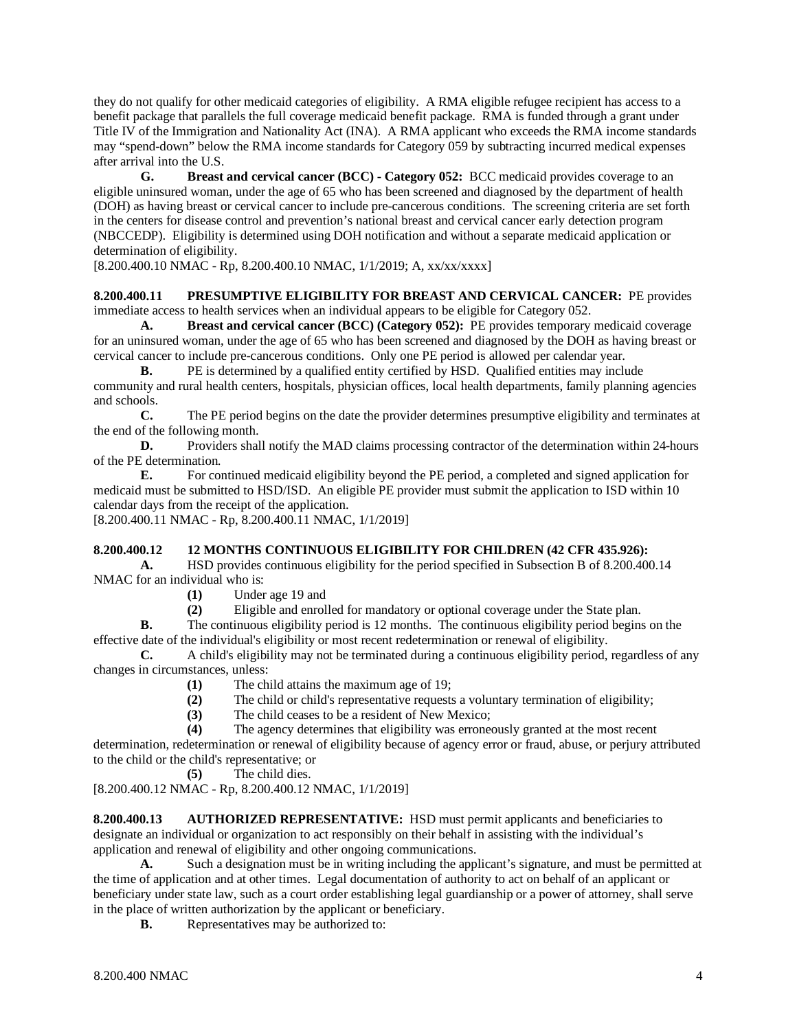they do not qualify for other medicaid categories of eligibility. A RMA eligible refugee recipient has access to a benefit package that parallels the full coverage medicaid benefit package. RMA is funded through a grant under Title IV of the Immigration and Nationality Act (INA). A RMA applicant who exceeds the RMA income standards may "spend-down" below the RMA income standards for Category 059 by subtracting incurred medical expenses after arrival into the U.S.

**G. Breast and cervical cancer (BCC) - Category 052:** BCC medicaid provides coverage to an eligible uninsured woman, under the age of 65 who has been screened and diagnosed by the department of health (DOH) as having breast or cervical cancer to include pre-cancerous conditions. The screening criteria are set forth in the centers for disease control and prevention's national breast and cervical cancer early detection program (NBCCEDP). Eligibility is determined using DOH notification and without a separate medicaid application or determination of eligibility.

[8.200.400.10 NMAC - Rp, 8.200.400.10 NMAC, 1/1/2019; A, xx/xx/xxxx]

**8.200.400.11 PRESUMPTIVE ELIGIBILITY FOR BREAST AND CERVICAL CANCER:** PE provides immediate access to health services when an individual appears to be eligible for Category 052.

**A. Breast and cervical cancer (BCC) (Category 052):** PE provides temporary medicaid coverage for an uninsured woman, under the age of 65 who has been screened and diagnosed by the DOH as having breast or cervical cancer to include pre-cancerous conditions. Only one PE period is allowed per calendar year.

**B.** PE is determined by a qualified entity certified by HSD. Qualified entities may include community and rural health centers, hospitals, physician offices, local health departments, family planning agencies and schools.

**C.** The PE period begins on the date the provider determines presumptive eligibility and terminates at the end of the following month.

**D.** Providers shall notify the MAD claims processing contractor of the determination within 24-hours of the PE determination.

**E.** For continued medicaid eligibility beyond the PE period, a completed and signed application for medicaid must be submitted to HSD/ISD. An eligible PE provider must submit the application to ISD within 10 calendar days from the receipt of the application.

[8.200.400.11 NMAC - Rp, 8.200.400.11 NMAC, 1/1/2019]

**8.200.400.12 12 MONTHS CONTINUOUS ELIGIBILITY FOR CHILDREN (42 CFR 435.926):**

**A.** HSD provides continuous eligibility for the period specified in Subsection B of 8.200.400.14 NMAC for an individual who is:

**(1)** Under age 19 and

**(2)** Eligible and enrolled for mandatory or optional coverage under the State plan.

**B.** The continuous eligibility period is 12 months. The continuous eligibility period begins on the effective date of the individual's eligibility or most recent redetermination or renewal of eligibility.

**C.** A child's eligibility may not be terminated during a continuous eligibility period, regardless of any changes in circumstances, unless:

**(1)** The child attains the maximum age of 19;

**(2)** The child or child's representative requests a voluntary termination of eligibility;

**(3)** The child ceases to be a resident of New Mexico;

**(4)** The agency determines that eligibility was erroneously granted at the most recent determination, redetermination or renewal of eligibility because of agency error or fraud, abuse, or perjury attributed to the child or the child's representative; or

**(5)** The child dies.

[8.200.400.12 NMAC - Rp, 8.200.400.12 NMAC, 1/1/2019]

**8.200.400.13 AUTHORIZED REPRESENTATIVE:** HSD must permit applicants and beneficiaries to designate an individual or organization to act responsibly on their behalf in assisting with the individual's application and renewal of eligibility and other ongoing communications.

**A.** Such a designation must be in writing including the applicant's signature, and must be permitted at the time of application and at other times. Legal documentation of authority to act on behalf of an applicant or beneficiary under state law, such as a court order establishing legal guardianship or a power of attorney, shall serve in the place of written authorization by the applicant or beneficiary.

**B.** Representatives may be authorized to: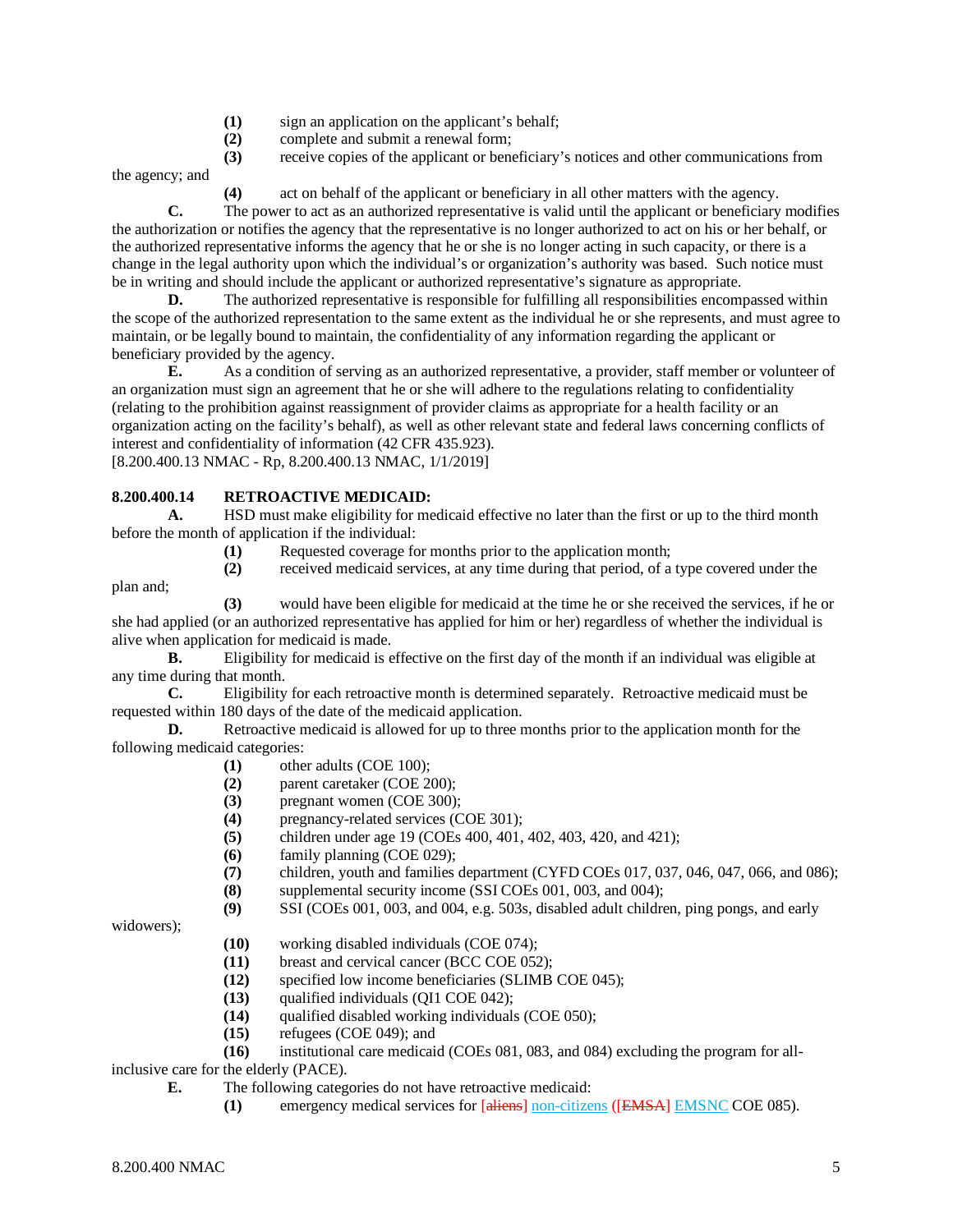**(1)** sign an application on the applicant's behalf;

**(2)** complete and submit a renewal form;

**(3)** receive copies of the applicant or beneficiary's notices and other communications from the agency; and

**(4)** act on behalf of the applicant or beneficiary in all other matters with the agency.

**C.** The power to act as an authorized representative is valid until the applicant or beneficiary modifies the authorization or notifies the agency that the representative is no longer authorized to act on his or her behalf, or the authorized representative informs the agency that he or she is no longer acting in such capacity, or there is a change in the legal authority upon which the individual's or organization's authority was based. Such notice must be in writing and should include the applicant or authorized representative's signature as appropriate.

**D.** The authorized representative is responsible for fulfilling all responsibilities encompassed within the scope of the authorized representation to the same extent as the individual he or she represents, and must agree to maintain, or be legally bound to maintain, the confidentiality of any information regarding the applicant or beneficiary provided by the agency.

**E.** As a condition of serving as an authorized representative, a provider, staff member or volunteer of an organization must sign an agreement that he or she will adhere to the regulations relating to confidentiality (relating to the prohibition against reassignment of provider claims as appropriate for a health facility or an organization acting on the facility's behalf), as well as other relevant state and federal laws concerning conflicts of interest and confidentiality of information (42 CFR 435.923).

[8.200.400.13 NMAC - Rp, 8.200.400.13 NMAC, 1/1/2019]

**8.200.400.14 RETROACTIVE MEDICAID:**

**A.** HSD must make eligibility for medicaid effective no later than the first or up to the third month before the month of application if the individual:

**(1)** Requested coverage for months prior to the application month;

**(2)** received medicaid services, at any time during that period, of a type covered under the plan and;

**(3)** would have been eligible for medicaid at the time he or she received the services, if he or she had applied (or an authorized representative has applied for him or her) regardless of whether the individual is alive when application for medicaid is made.

**B.** Eligibility for medicaid is effective on the first day of the month if an individual was eligible at any time during that month.

**C.** Eligibility for each retroactive month is determined separately. Retroactive medicaid must be requested within 180 days of the date of the medicaid application.

**D.** Retroactive medicaid is allowed for up to three months prior to the application month for the following medicaid categories:

**(1)** other adults (COE 100);

**(2)** parent caretaker (COE 200);

**(3)** pregnant women (COE 300);

**(4)** pregnancy-related services (COE 301);

**(5)** children under age 19 (COEs 400, 401, 402, 403, 420, and 421);

**(6)** family planning (COE 029);

**(7)** children, youth and families department (CYFD COEs 017, 037, 046, 047, 066, and 086);

**(8)** supplemental security income (SSI COEs 001, 003, and 004);

**(9)** SSI (COEs 001, 003, and 004, e.g. 503s, disabled adult children, ping pongs, and early widowers);

**(10)** working disabled individuals (COE 074);

**(11)** breast and cervical cancer (BCC COE 052);

**(12)** specified low income beneficiaries (SLIMB COE 045);

**(13)** qualified individuals (QI1 COE 042);

**(14)** qualified disabled working individuals (COE 050);

**(15)** refugees (COE 049); and

**(16)** institutional care medicaid (COEs 081, 083, and 084) excluding the program for all-inclusive care for the elderly (PACE).

**E.** The following categories do not have retroactive medicaid:

**(1)** emergency medical services for ~~[aliens]~~ non-citizens (~~[EMSA]~~ EMSNC COE 085).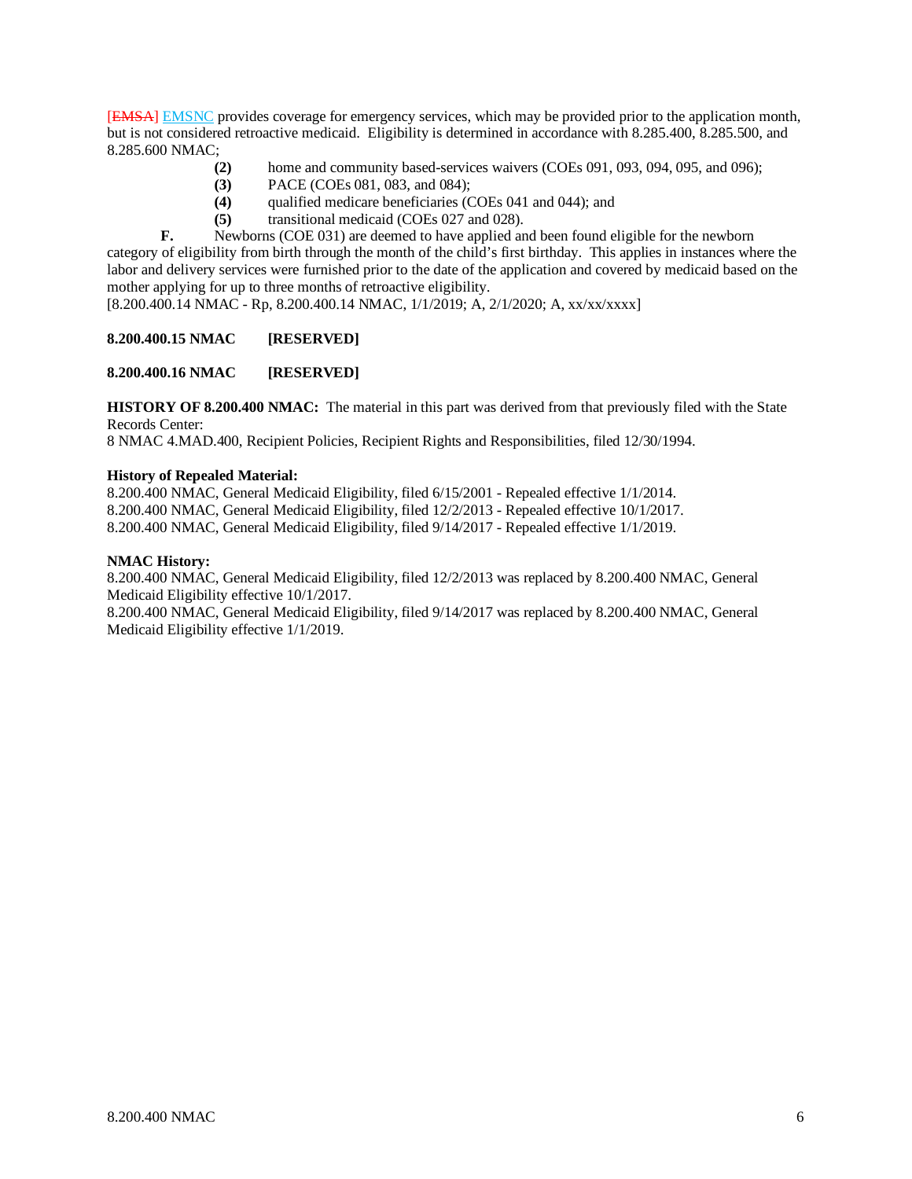[~~EMSA~~] EMSNC provides coverage for emergency services, which may be provided prior to the application month, but is not considered retroactive medicaid. Eligibility is determined in accordance with 8.285.400, 8.285.500, and 8.285.600 NMAC;

**(2)** home and community based-services waivers (COEs 091, 093, 094, 095, and 096);

**(3)** PACE (COEs 081, 083, and 084);

**(4)** qualified medicare beneficiaries (COEs 041 and 044); and

**(5)** transitional medicaid (COEs 027 and 028).

**F.** Newborns (COE 031) are deemed to have applied and been found eligible for the newborn category of eligibility from birth through the month of the child's first birthday. This applies in instances where the labor and delivery services were furnished prior to the date of the application and covered by medicaid based on the mother applying for up to three months of retroactive eligibility.

[8.200.400.14 NMAC - Rp, 8.200.400.14 NMAC, 1/1/2019; A, 2/1/2020; A, xx/xx/xxxx]

**8.200.400.15 NMAC [RESERVED]**

**8.200.400.16 NMAC [RESERVED]**

**HISTORY OF 8.200.400 NMAC:** The material in this part was derived from that previously filed with the State Records Center:

8 NMAC 4.MAD.400, Recipient Policies, Recipient Rights and Responsibilities, filed 12/30/1994.

**History of Repealed Material:**

8.200.400 NMAC, General Medicaid Eligibility, filed 6/15/2001 - Repealed effective 1/1/2014.

8.200.400 NMAC, General Medicaid Eligibility, filed 12/2/2013 - Repealed effective 10/1/2017.

8.200.400 NMAC, General Medicaid Eligibility, filed 9/14/2017 - Repealed effective 1/1/2019.

**NMAC History:**

8.200.400 NMAC, General Medicaid Eligibility, filed 12/2/2013 was replaced by 8.200.400 NMAC, General Medicaid Eligibility effective 10/1/2017.

8.200.400 NMAC, General Medicaid Eligibility, filed 9/14/2017 was replaced by 8.200.400 NMAC, General Medicaid Eligibility effective 1/1/2019.